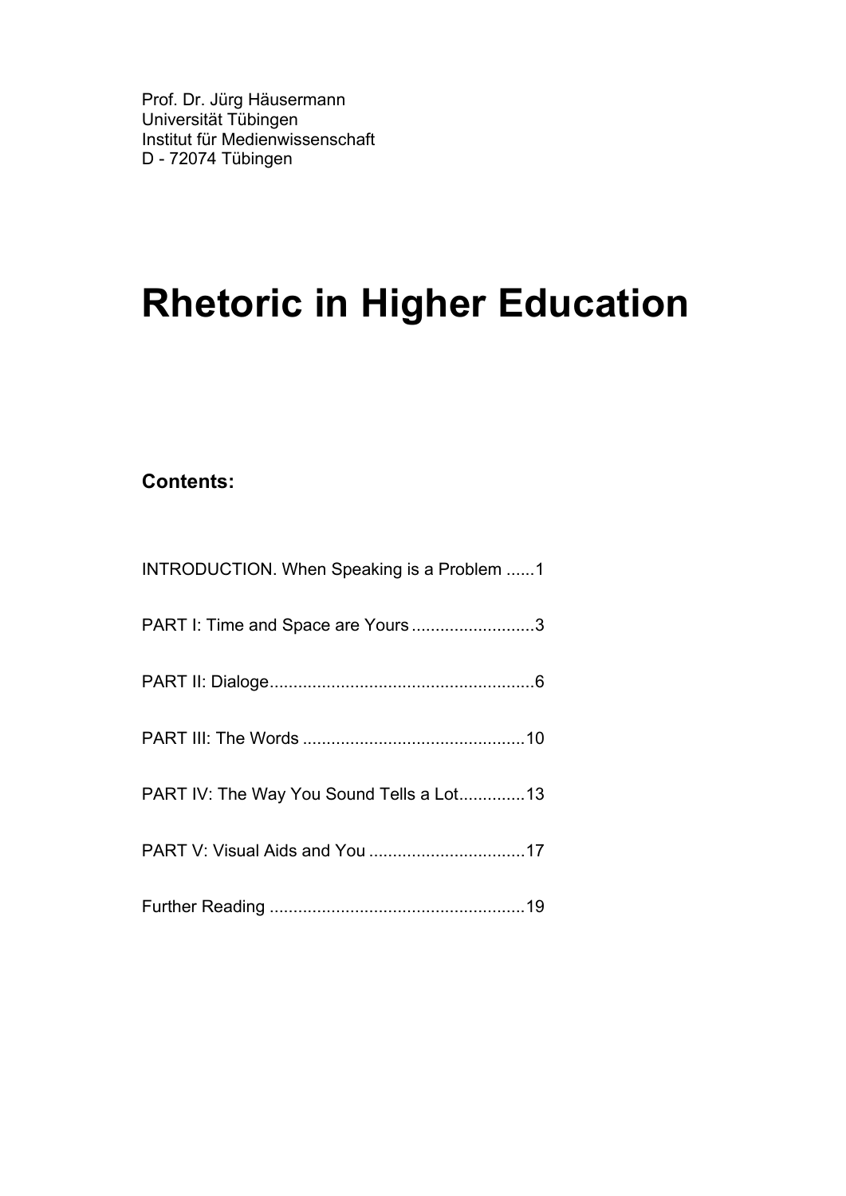Prof. Dr. Jürg Häusermann
Universität Tübingen
Institut für Medienwissenschaft
D - 72074 Tübingen

# Rhetoric in Higher Education

**Contents:**

INTRODUCTION. When Speaking is a Problem ......1

PART I: Time and Space are Yours ..........................3

PART II: Dialoge........................................................6

PART III: The Words ...............................................10

PART IV: The Way You Sound Tells a Lot..............13

PART V: Visual Aids and You .................................17

Further Reading ......................................................19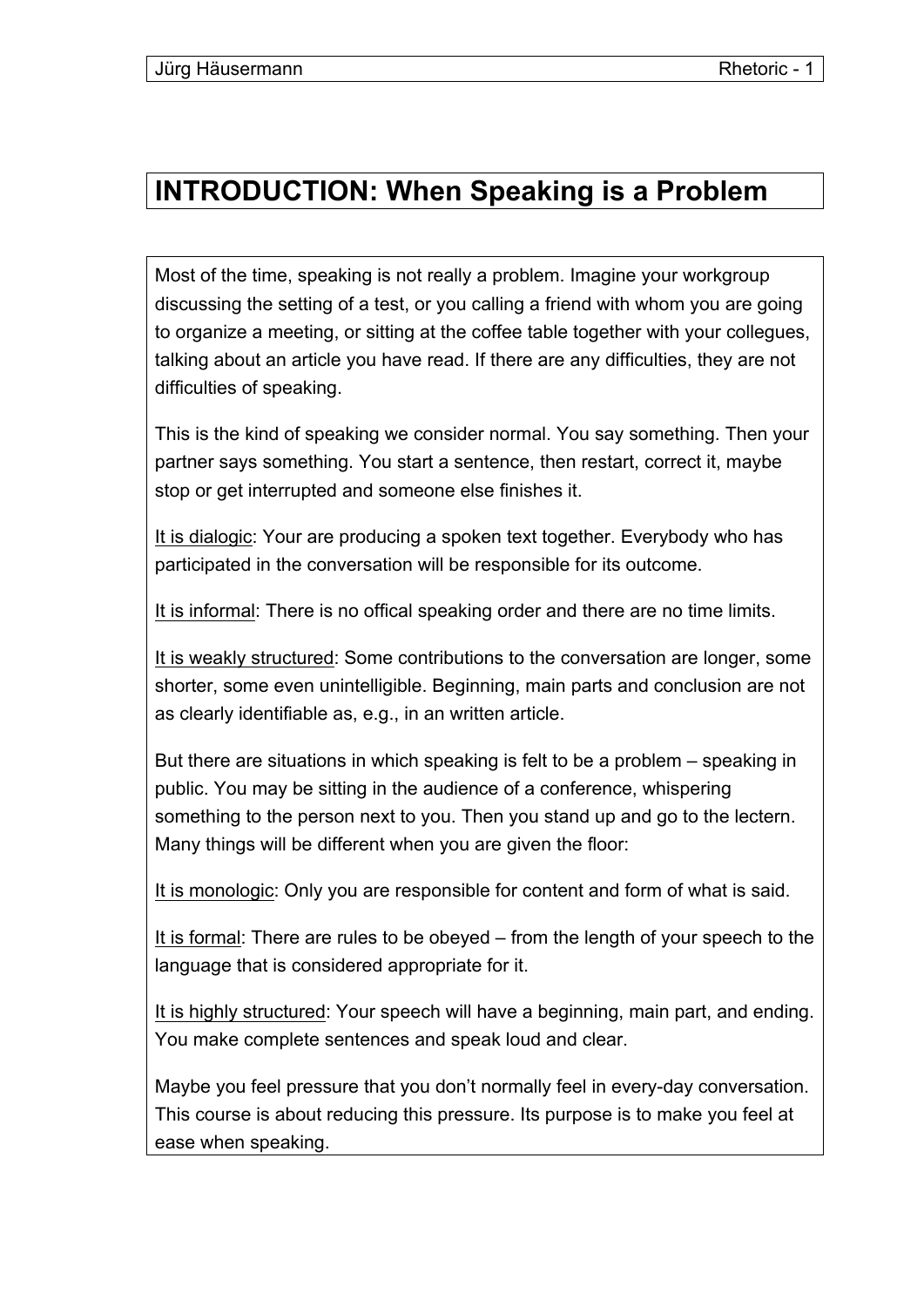# INTRODUCTION: When Speaking is a Problem

Most of the time, speaking is not really a problem. Imagine your workgroup discussing the setting of a test, or you calling a friend with whom you are going to organize a meeting, or sitting at the coffee table together with your collegues, talking about an article you have read. If there are any difficulties, they are not difficulties of speaking.

This is the kind of speaking we consider normal. You say something. Then your partner says something. You start a sentence, then restart, correct it, maybe stop or get interrupted and someone else finishes it.

<u>It is dialogic</u>: Your are producing a spoken text together. Everybody who has participated in the conversation will be responsible for its outcome.

<u>It is informal</u>: There is no offical speaking order and there are no time limits.

<u>It is weakly structured</u>: Some contributions to the conversation are longer, some shorter, some even unintelligible. Beginning, main parts and conclusion are not as clearly identifiable as, e.g., in an written article.

But there are situations in which speaking is felt to be a problem – speaking in public. You may be sitting in the audience of a conference, whispering something to the person next to you. Then you stand up and go to the lectern. Many things will be different when you are given the floor:

<u>It is monologic</u>: Only you are responsible for content and form of what is said.

<u>It is formal</u>: There are rules to be obeyed – from the length of your speech to the language that is considered appropriate for it.

<u>It is highly structured</u>: Your speech will have a beginning, main part, and ending. You make complete sentences and speak loud and clear.

Maybe you feel pressure that you don't normally feel in every-day conversation. This course is about reducing this pressure. Its purpose is to make you feel at ease when speaking.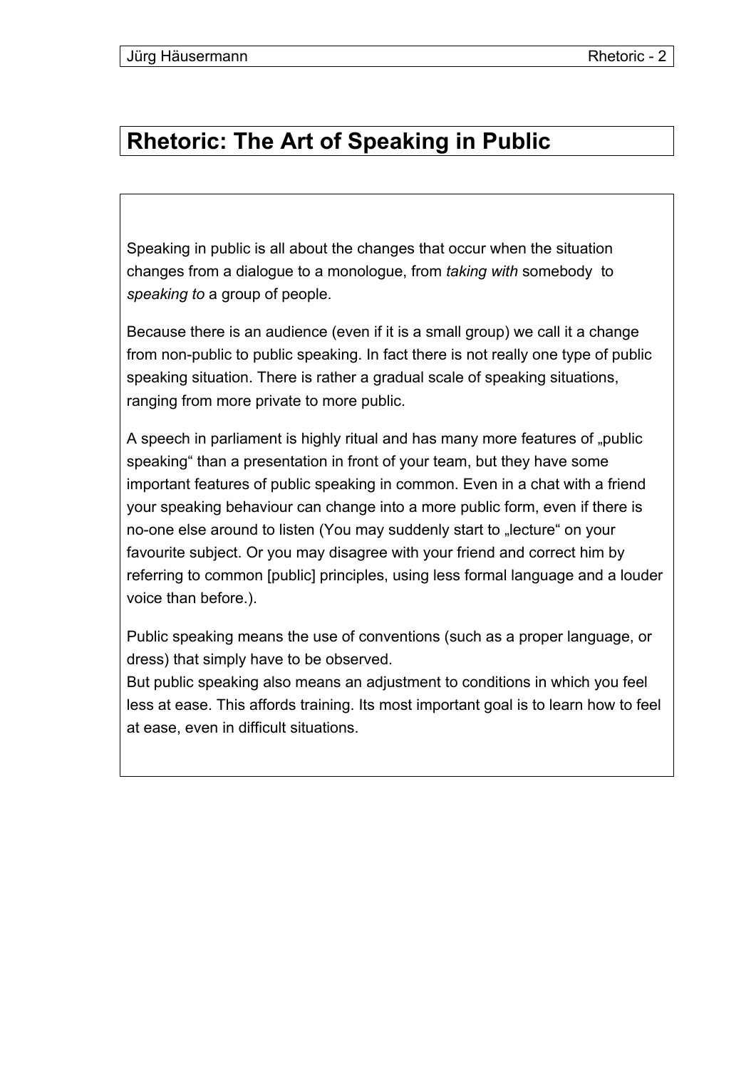# Rhetoric: The Art of Speaking in Public

Speaking in public is all about the changes that occur when the situation changes from a dialogue to a monologue, from *taking with* somebody to *speaking to* a group of people.

Because there is an audience (even if it is a small group) we call it a change from non-public to public speaking. In fact there is not really one type of public speaking situation. There is rather a gradual scale of speaking situations, ranging from more private to more public.

A speech in parliament is highly ritual and has many more features of „public speaking" than a presentation in front of your team, but they have some important features of public speaking in common. Even in a chat with a friend your speaking behaviour can change into a more public form, even if there is no-one else around to listen (You may suddenly start to „lecture" on your favourite subject. Or you may disagree with your friend and correct him by referring to common [public] principles, using less formal language and a louder voice than before.).

Public speaking means the use of conventions (such as a proper language, or dress) that simply have to be observed.
But public speaking also means an adjustment to conditions in which you feel less at ease. This affords training. Its most important goal is to learn how to feel at ease, even in difficult situations.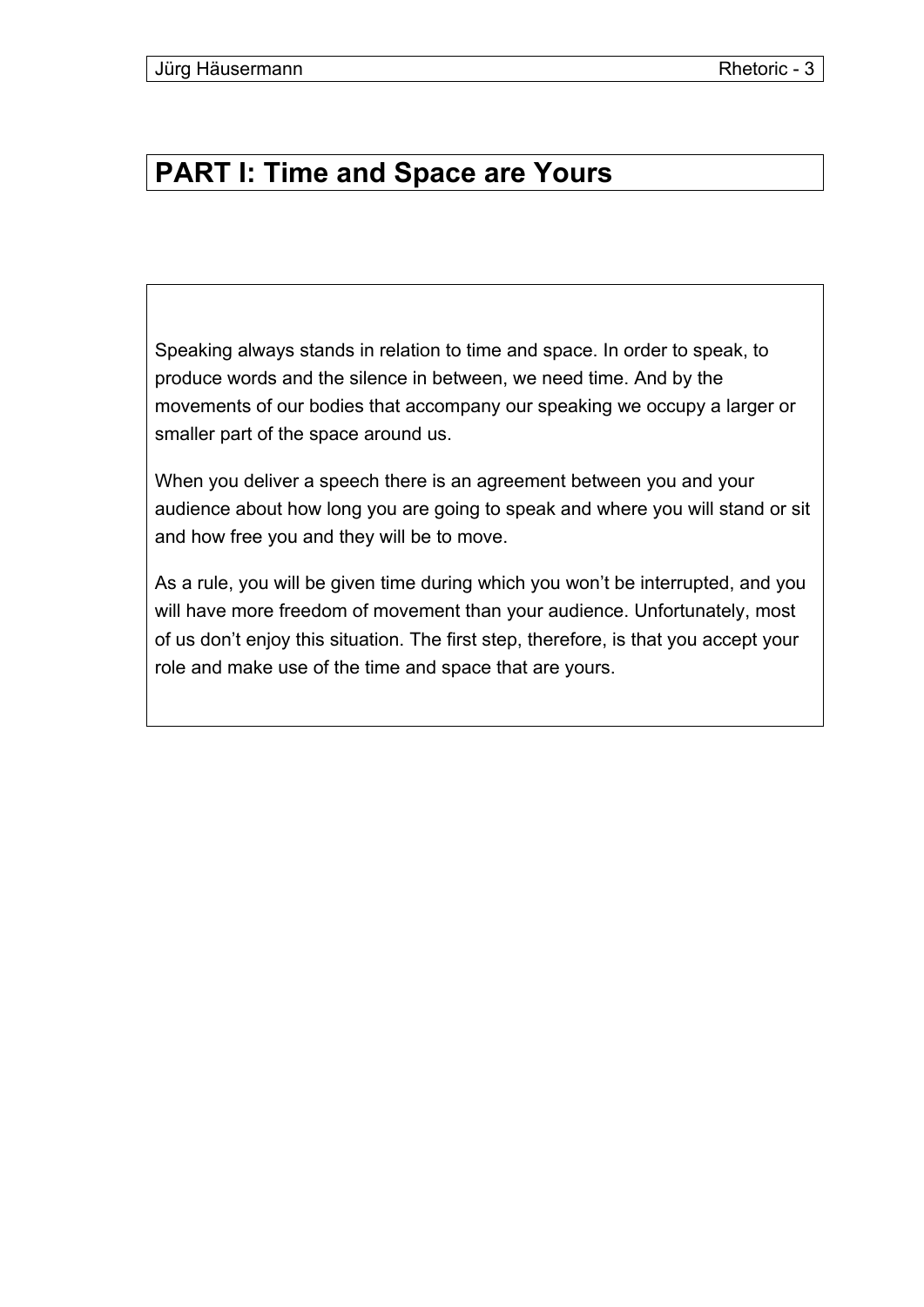# PART I: Time and Space are Yours

Speaking always stands in relation to time and space. In order to speak, to produce words and the silence in between, we need time. And by the movements of our bodies that accompany our speaking we occupy a larger or smaller part of the space around us.

When you deliver a speech there is an agreement between you and your audience about how long you are going to speak and where you will stand or sit and how free you and they will be to move.

As a rule, you will be given time during which you won't be interrupted, and you will have more freedom of movement than your audience. Unfortunately, most of us don't enjoy this situation. The first step, therefore, is that you accept your role and make use of the time and space that are yours.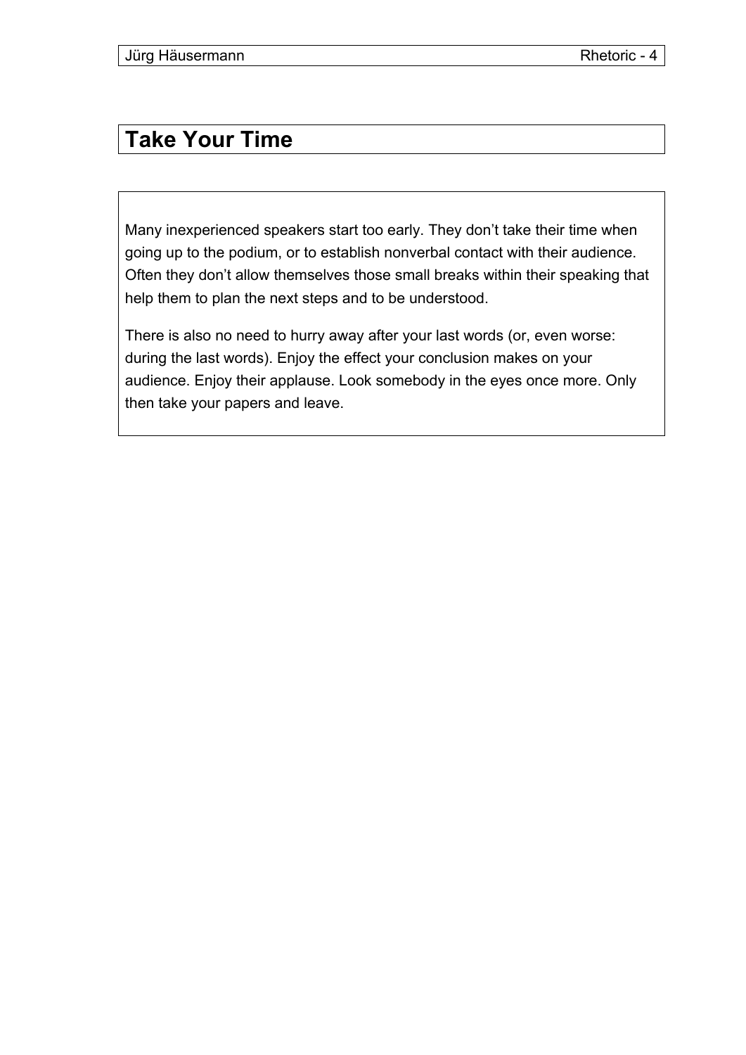## Take Your Time

Many inexperienced speakers start too early. They don’t take their time when going up to the podium, or to establish nonverbal contact with their audience. Often they don’t allow themselves those small breaks within their speaking that help them to plan the next steps and to be understood.

There is also no need to hurry away after your last words (or, even worse: during the last words). Enjoy the effect your conclusion makes on your audience. Enjoy their applause. Look somebody in the eyes once more. Only then take your papers and leave.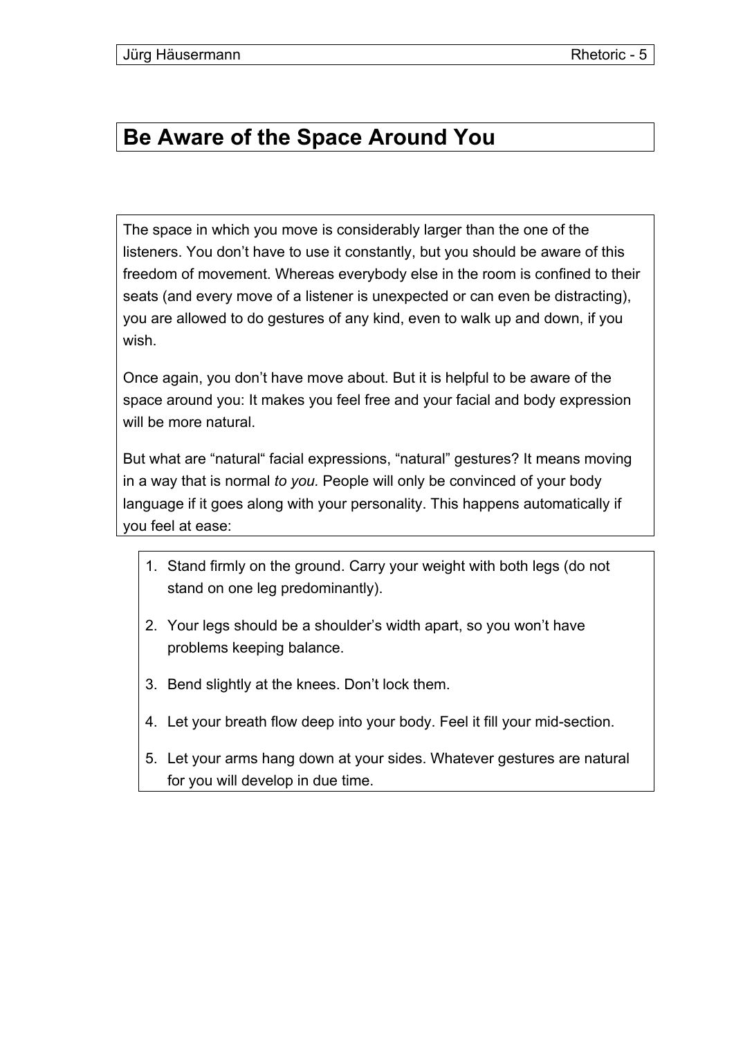## Be Aware of the Space Around You

The space in which you move is considerably larger than the one of the listeners. You don't have to use it constantly, but you should be aware of this freedom of movement. Whereas everybody else in the room is confined to their seats (and every move of a listener is unexpected or can even be distracting), you are allowed to do gestures of any kind, even to walk up and down, if you wish.

Once again, you don't have move about. But it is helpful to be aware of the space around you: It makes you feel free and your facial and body expression will be more natural.

But what are "natural" facial expressions, "natural" gestures? It means moving in a way that is normal *to you.* People will only be convinced of your body language if it goes along with your personality. This happens automatically if you feel at ease:

1. Stand firmly on the ground. Carry your weight with both legs (do not stand on one leg predominantly).
2. Your legs should be a shoulder's width apart, so you won't have problems keeping balance.
3. Bend slightly at the knees. Don't lock them.
4. Let your breath flow deep into your body. Feel it fill your mid-section.
5. Let your arms hang down at your sides. Whatever gestures are natural for you will develop in due time.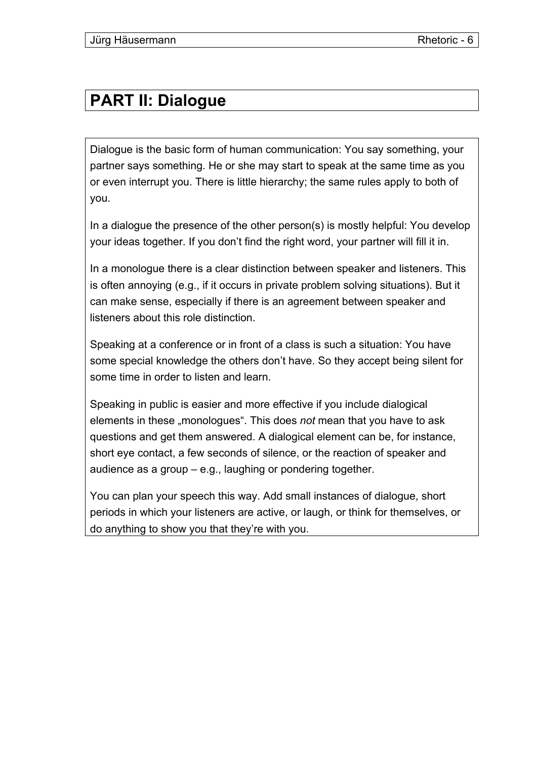# PART II: Dialogue

Dialogue is the basic form of human communication: You say something, your partner says something. He or she may start to speak at the same time as you or even interrupt you. There is little hierarchy; the same rules apply to both of you.

In a dialogue the presence of the other person(s) is mostly helpful: You develop your ideas together. If you don't find the right word, your partner will fill it in.

In a monologue there is a clear distinction between speaker and listeners. This is often annoying (e.g., if it occurs in private problem solving situations). But it can make sense, especially if there is an agreement between speaker and listeners about this role distinction.

Speaking at a conference or in front of a class is such a situation: You have some special knowledge the others don't have. So they accept being silent for some time in order to listen and learn.

Speaking in public is easier and more effective if you include dialogical elements in these „monologues". This does *not* mean that you have to ask questions and get them answered. A dialogical element can be, for instance, short eye contact, a few seconds of silence, or the reaction of speaker and audience as a group – e.g., laughing or pondering together.

You can plan your speech this way. Add small instances of dialogue, short periods in which your listeners are active, or laugh, or think for themselves, or do anything to show you that they're with you.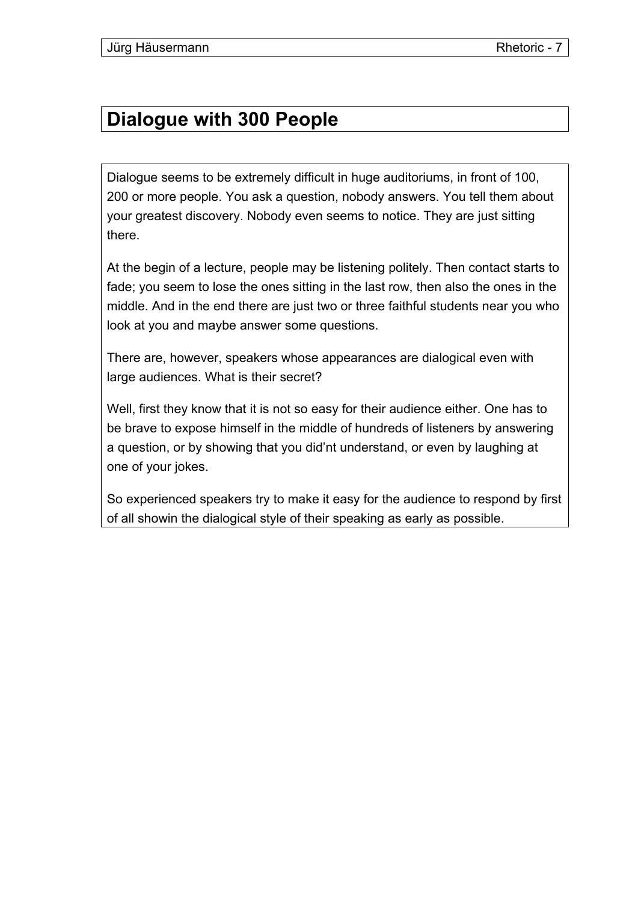## Dialogue with 300 People

Dialogue seems to be extremely difficult in huge auditoriums, in front of 100, 200 or more people. You ask a question, nobody answers. You tell them about your greatest discovery. Nobody even seems to notice. They are just sitting there.

At the begin of a lecture, people may be listening politely. Then contact starts to fade; you seem to lose the ones sitting in the last row, then also the ones in the middle. And in the end there are just two or three faithful students near you who look at you and maybe answer some questions.

There are, however, speakers whose appearances are dialogical even with large audiences. What is their secret?

Well, first they know that it is not so easy for their audience either. One has to be brave to expose himself in the middle of hundreds of listeners by answering a question, or by showing that you did'nt understand, or even by laughing at one of your jokes.

So experienced speakers try to make it easy for the audience to respond by first of all showin the dialogical style of their speaking as early as possible.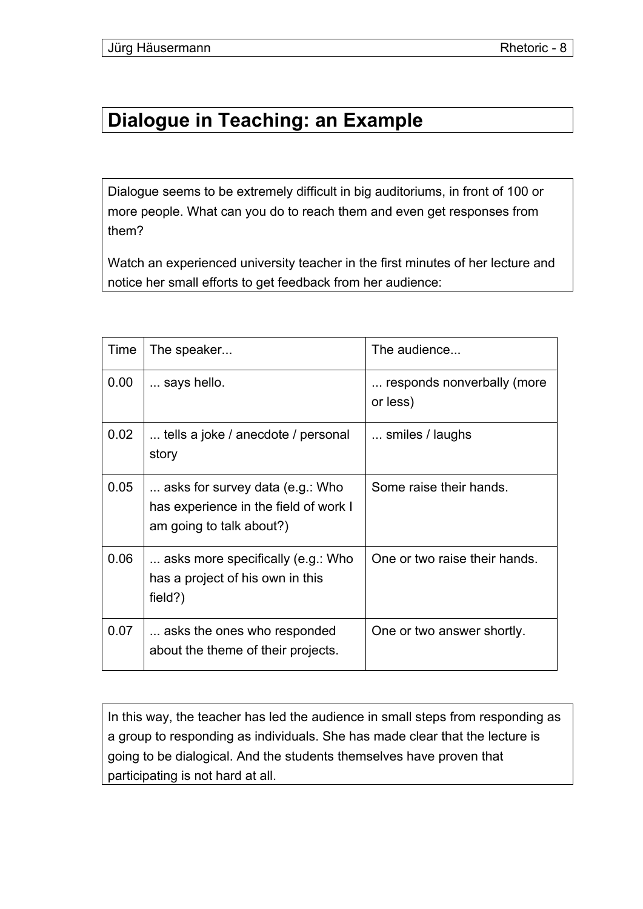# Dialogue in Teaching: an Example

Dialogue seems to be extremely difficult in big auditoriums, in front of 100 or more people. What can you do to reach them and even get responses from them?

Watch an experienced university teacher in the first minutes of her lecture and notice her small efforts to get feedback from her audience:

| Time | The speaker... | The audience... |
| --- | --- | --- |
| 0.00 | ... says hello. | ... responds nonverbally (more or less) |
| 0.02 | ... tells a joke / anecdote / personal story | ... smiles / laughs |
| 0.05 | ... asks for survey data (e.g.: Who has experience in the field of work I am going to talk about?) | Some raise their hands. |
| 0.06 | ... asks more specifically (e.g.: Who has a project of his own in this field?) | One or two raise their hands. |
| 0.07 | ... asks the ones who responded about the theme of their projects. | One or two answer shortly. |

In this way, the teacher has led the audience in small steps from responding as a group to responding as individuals. She has made clear that the lecture is going to be dialogical. And the students themselves have proven that participating is not hard at all.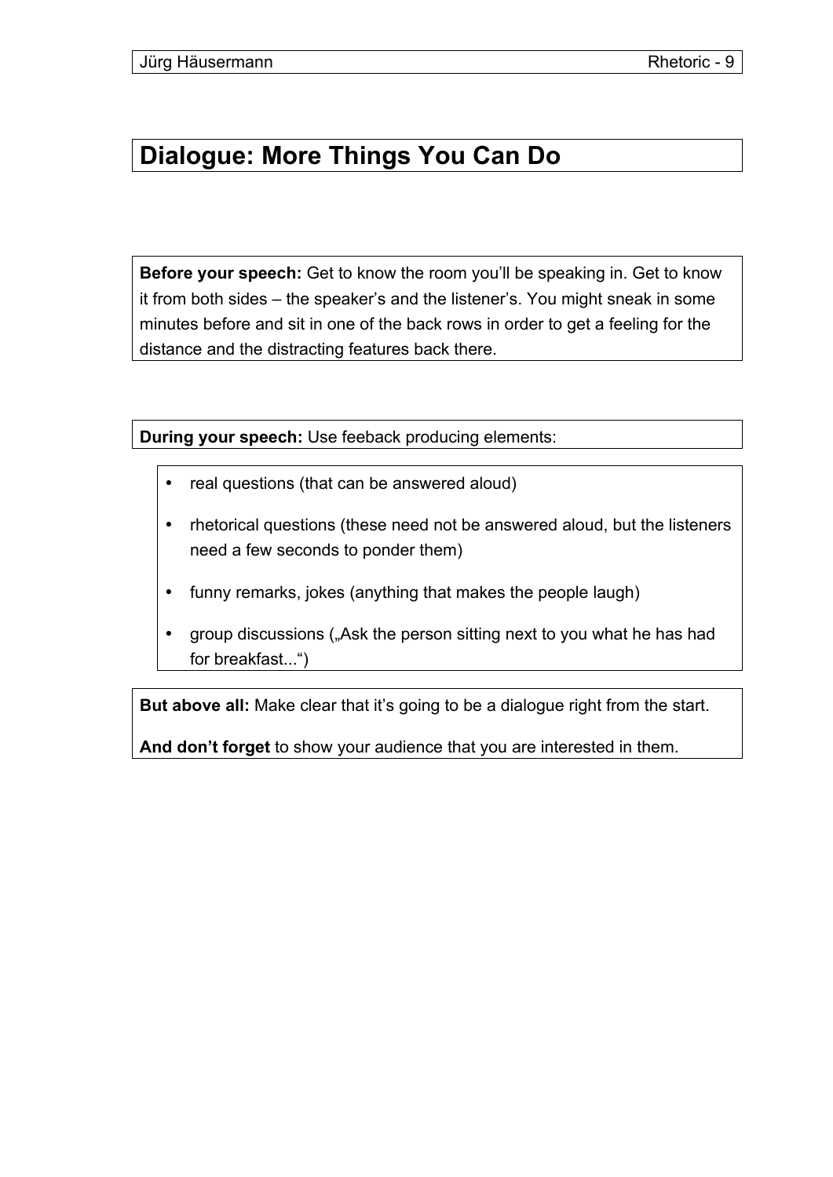# Dialogue: More Things You Can Do

**Before your speech:** Get to know the room you'll be speaking in. Get to know it from both sides – the speaker's and the listener's. You might sneak in some minutes before and sit in one of the back rows in order to get a feeling for the distance and the distracting features back there.

**During your speech:** Use feeback producing elements:

- real questions (that can be answered aloud)
- rhetorical questions (these need not be answered aloud, but the listeners need a few seconds to ponder them)
- funny remarks, jokes (anything that makes the people laugh)
- group discussions („Ask the person sitting next to you what he has had for breakfast...")

**But above all:** Make clear that it's going to be a dialogue right from the start.

**And don't forget** to show your audience that you are interested in them.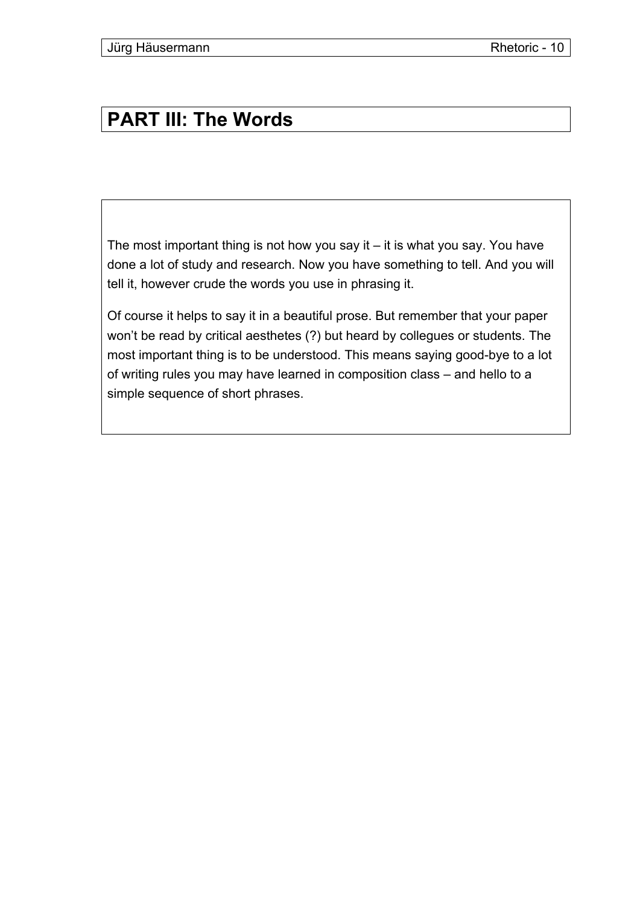# PART III: The Words

The most important thing is not how you say it – it is what you say. You have done a lot of study and research. Now you have something to tell. And you will tell it, however crude the words you use in phrasing it.

Of course it helps to say it in a beautiful prose. But remember that your paper won't be read by critical aesthetes (?) but heard by collegues or students. The most important thing is to be understood. This means saying good-bye to a lot of writing rules you may have learned in composition class – and hello to a simple sequence of short phrases.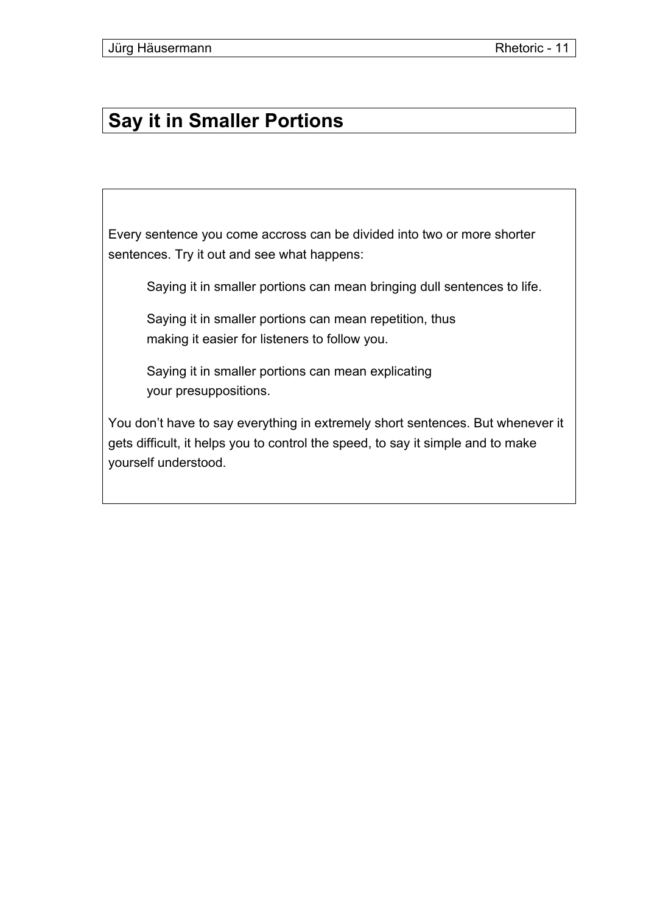# Say it in Smaller Portions

Every sentence you come accross can be divided into two or more shorter sentences. Try it out and see what happens:

> Saying it in smaller portions can mean bringing dull sentences to life.
>
> Saying it in smaller portions can mean repetition, thus making it easier for listeners to follow you.
>
> Saying it in smaller portions can mean explicating your presuppositions.

You don’t have to say everything in extremely short sentences. But whenever it gets difficult, it helps you to control the speed, to say it simple and to make yourself understood.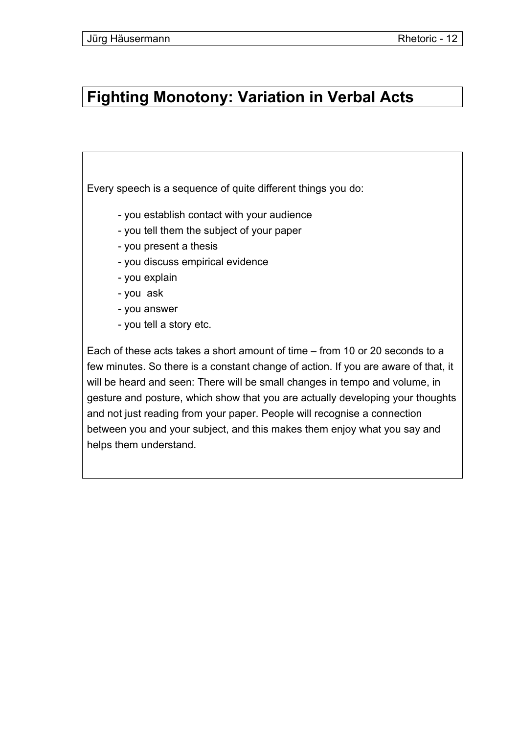# Fighting Monotony: Variation in Verbal Acts

Every speech is a sequence of quite different things you do:

- you establish contact with your audience
- you tell them the subject of your paper
- you present a thesis
- you discuss empirical evidence
- you explain
- you ask
- you answer
- you tell a story etc.

Each of these acts takes a short amount of time – from 10 or 20 seconds to a few minutes. So there is a constant change of action. If you are aware of that, it will be heard and seen: There will be small changes in tempo and volume, in gesture and posture, which show that you are actually developing your thoughts and not just reading from your paper. People will recognise a connection between you and your subject, and this makes them enjoy what you say and helps them understand.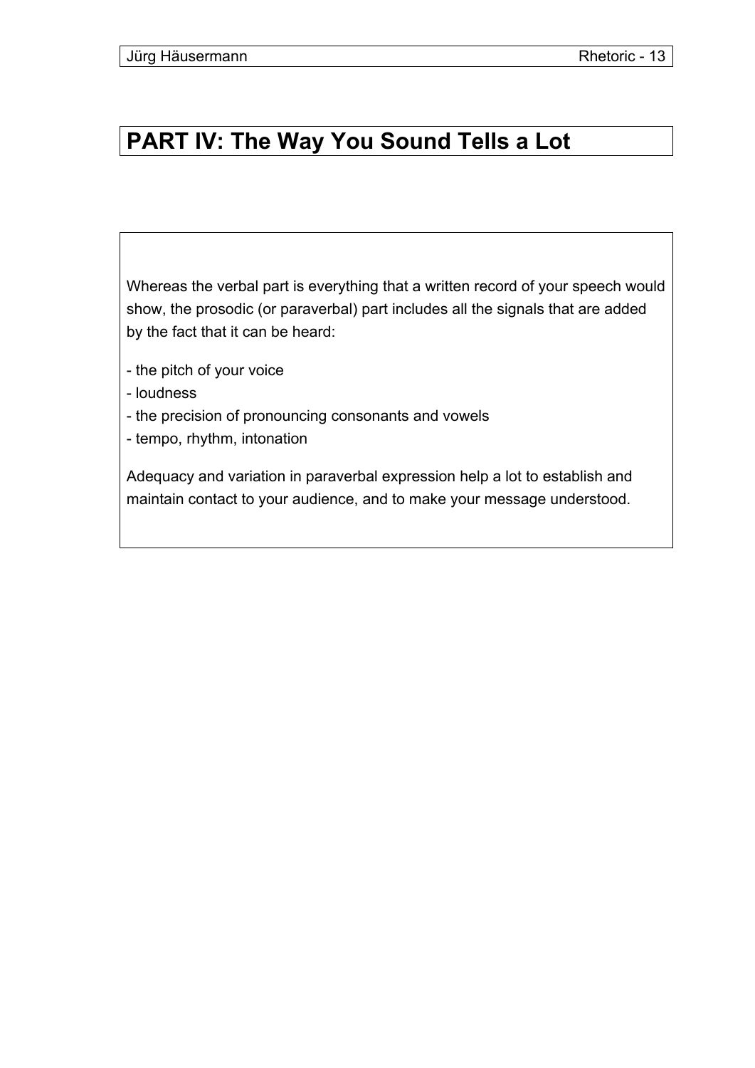# PART IV: The Way You Sound Tells a Lot

Whereas the verbal part is everything that a written record of your speech would show, the prosodic (or paraverbal) part includes all the signals that are added by the fact that it can be heard:

- the pitch of your voice
- loudness
- the precision of pronouncing consonants and vowels
- tempo, rhythm, intonation

Adequacy and variation in paraverbal expression help a lot to establish and maintain contact to your audience, and to make your message understood.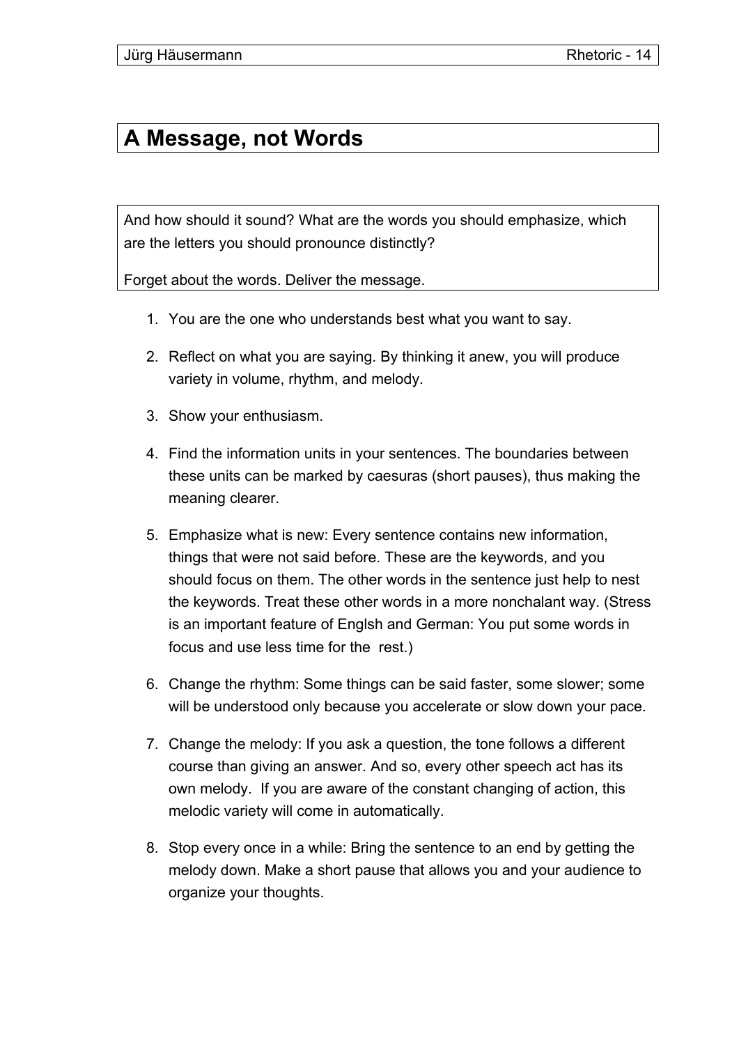# A Message, not Words

And how should it sound? What are the words you should emphasize, which are the letters you should pronounce distinctly?

Forget about the words. Deliver the message.

1. You are the one who understands best what you want to say.
2. Reflect on what you are saying. By thinking it anew, you will produce variety in volume, rhythm, and melody.
3. Show your enthusiasm.
4. Find the information units in your sentences. The boundaries between these units can be marked by caesuras (short pauses), thus making the meaning clearer.
5. Emphasize what is new: Every sentence contains new information, things that were not said before. These are the keywords, and you should focus on them. The other words in the sentence just help to nest the keywords. Treat these other words in a more nonchalant way. (Stress is an important feature of Englsh and German: You put some words in focus and use less time for the rest.)
6. Change the rhythm: Some things can be said faster, some slower; some will be understood only because you accelerate or slow down your pace.
7. Change the melody: If you ask a question, the tone follows a different course than giving an answer. And so, every other speech act has its own melody. If you are aware of the constant changing of action, this melodic variety will come in automatically.
8. Stop every once in a while: Bring the sentence to an end by getting the melody down. Make a short pause that allows you and your audience to organize your thoughts.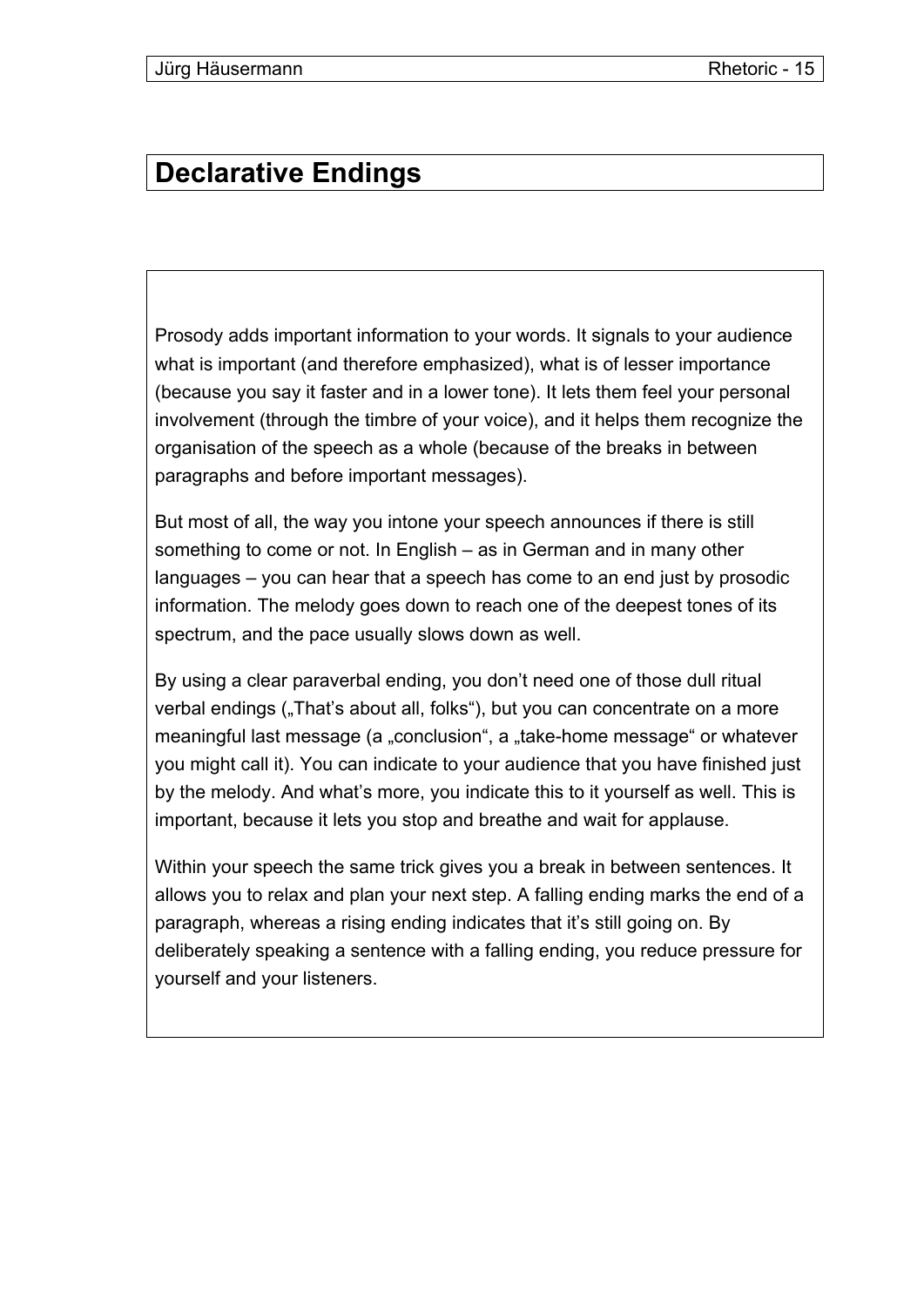# Declarative Endings

Prosody adds important information to your words. It signals to your audience what is important (and therefore emphasized), what is of lesser importance (because you say it faster and in a lower tone). It lets them feel your personal involvement (through the timbre of your voice), and it helps them recognize the organisation of the speech as a whole (because of the breaks in between paragraphs and before important messages).

But most of all, the way you intone your speech announces if there is still something to come or not. In English – as in German and in many other languages – you can hear that a speech has come to an end just by prosodic information. The melody goes down to reach one of the deepest tones of its spectrum, and the pace usually slows down as well.

By using a clear paraverbal ending, you don't need one of those dull ritual verbal endings („That's about all, folks"), but you can concentrate on a more meaningful last message (a „conclusion", a „take-home message" or whatever you might call it). You can indicate to your audience that you have finished just by the melody. And what's more, you indicate this to it yourself as well. This is important, because it lets you stop and breathe and wait for applause.

Within your speech the same trick gives you a break in between sentences. It allows you to relax and plan your next step. A falling ending marks the end of a paragraph, whereas a rising ending indicates that it's still going on. By deliberately speaking a sentence with a falling ending, you reduce pressure for yourself and your listeners.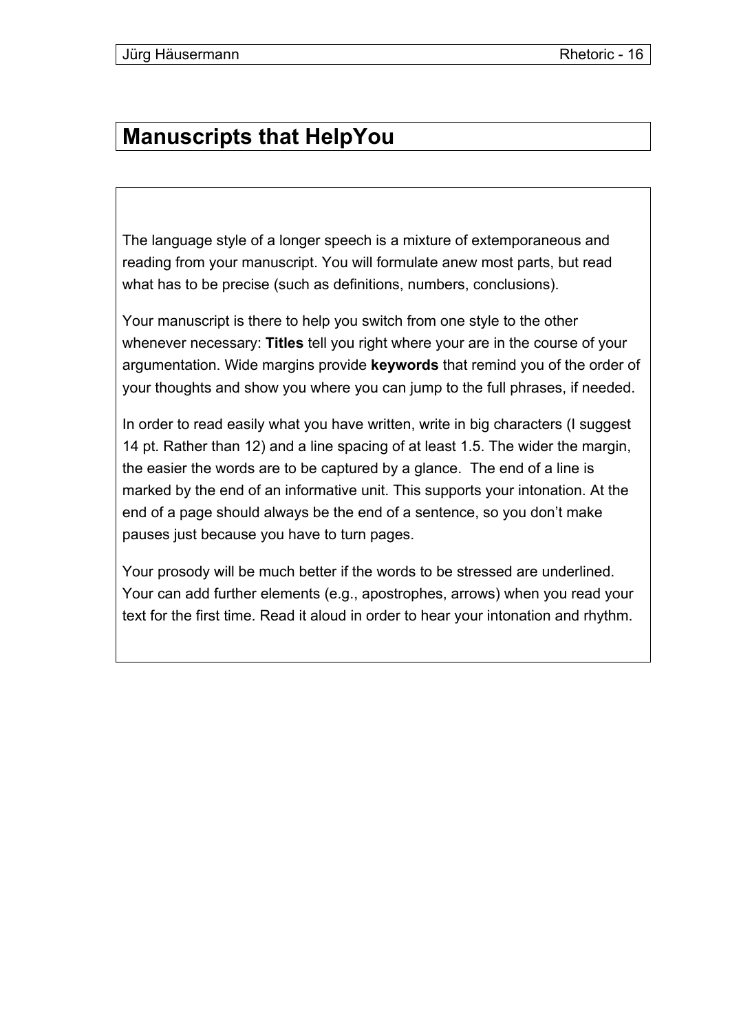# Manuscripts that HelpYou

The language style of a longer speech is a mixture of extemporaneous and reading from your manuscript. You will formulate anew most parts, but read what has to be precise (such as definitions, numbers, conclusions).

Your manuscript is there to help you switch from one style to the other whenever necessary: **Titles** tell you right where your are in the course of your argumentation. Wide margins provide **keywords** that remind you of the order of your thoughts and show you where you can jump to the full phrases, if needed.

In order to read easily what you have written, write in big characters (I suggest 14 pt. Rather than 12) and a line spacing of at least 1.5. The wider the margin, the easier the words are to be captured by a glance. The end of a line is marked by the end of an informative unit. This supports your intonation. At the end of a page should always be the end of a sentence, so you don't make pauses just because you have to turn pages.

Your prosody will be much better if the words to be stressed are underlined. Your can add further elements (e.g., apostrophes, arrows) when you read your text for the first time. Read it aloud in order to hear your intonation and rhythm.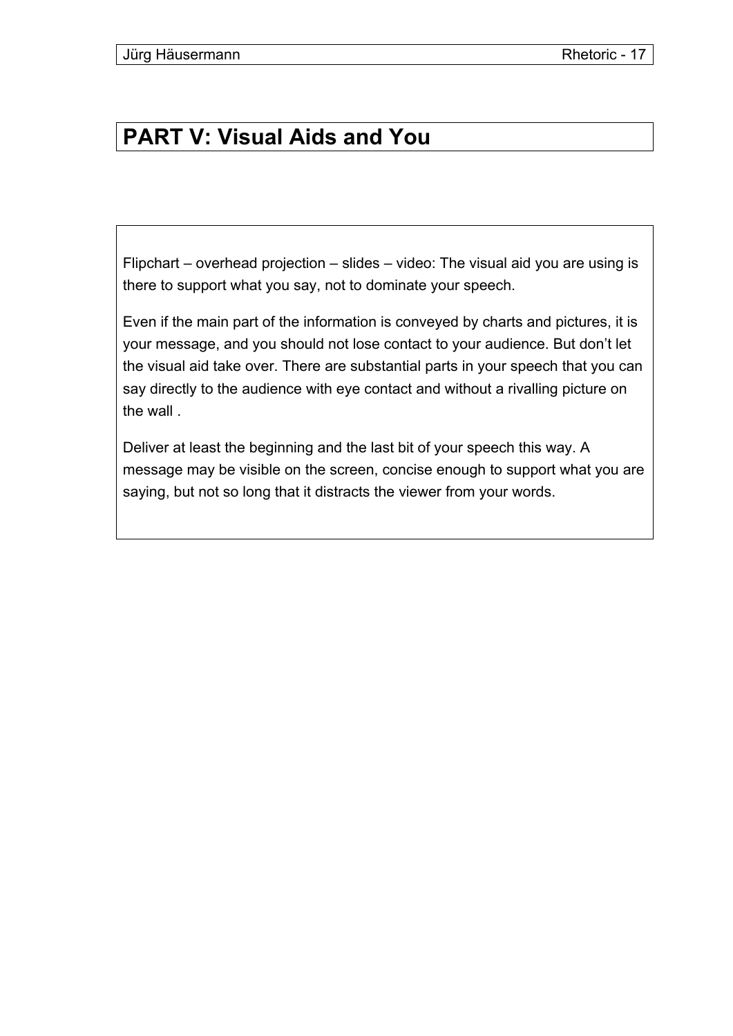# PART V: Visual Aids and You

Flipchart – overhead projection – slides – video: The visual aid you are using is there to support what you say, not to dominate your speech.

Even if the main part of the information is conveyed by charts and pictures, it is your message, and you should not lose contact to your audience. But don't let the visual aid take over. There are substantial parts in your speech that you can say directly to the audience with eye contact and without a rivalling picture on the wall .

Deliver at least the beginning and the last bit of your speech this way. A message may be visible on the screen, concise enough to support what you are saying, but not so long that it distracts the viewer from your words.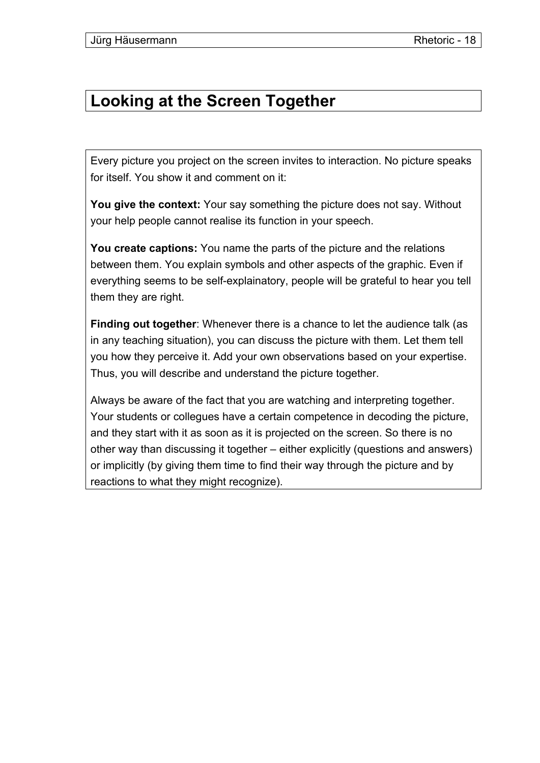# Looking at the Screen Together

Every picture you project on the screen invites to interaction. No picture speaks for itself. You show it and comment on it:

**You give the context:** Your say something the picture does not say. Without your help people cannot realise its function in your speech.

**You create captions:** You name the parts of the picture and the relations between them. You explain symbols and other aspects of the graphic. Even if everything seems to be self-explainatory, people will be grateful to hear you tell them they are right.

**Finding out together**: Whenever there is a chance to let the audience talk (as in any teaching situation), you can discuss the picture with them. Let them tell you how they perceive it. Add your own observations based on your expertise. Thus, you will describe and understand the picture together.

Always be aware of the fact that you are watching and interpreting together. Your students or collegues have a certain competence in decoding the picture, and they start with it as soon as it is projected on the screen. So there is no other way than discussing it together – either explicitly (questions and answers) or implicitly (by giving them time to find their way through the picture and by reactions to what they might recognize).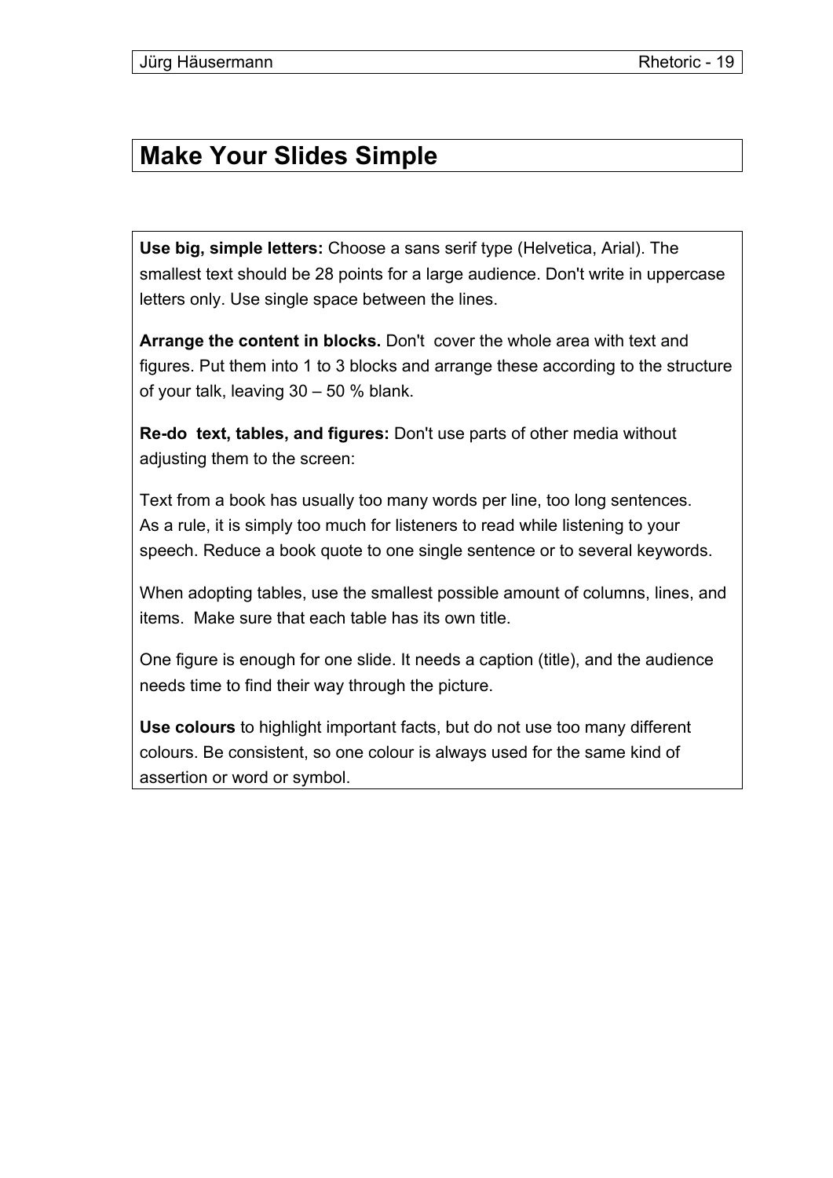# Make Your Slides Simple

**Use big, simple letters:** Choose a sans serif type (Helvetica, Arial). The smallest text should be 28 points for a large audience. Don't write in uppercase letters only. Use single space between the lines.

**Arrange the content in blocks.** Don't cover the whole area with text and figures. Put them into 1 to 3 blocks and arrange these according to the structure of your talk, leaving 30 – 50 % blank.

**Re-do text, tables, and figures:** Don't use parts of other media without adjusting them to the screen:

Text from a book has usually too many words per line, too long sentences. As a rule, it is simply too much for listeners to read while listening to your speech. Reduce a book quote to one single sentence or to several keywords.

When adopting tables, use the smallest possible amount of columns, lines, and items. Make sure that each table has its own title.

One figure is enough for one slide. It needs a caption (title), and the audience needs time to find their way through the picture.

**Use colours** to highlight important facts, but do not use too many different colours. Be consistent, so one colour is always used for the same kind of assertion or word or symbol.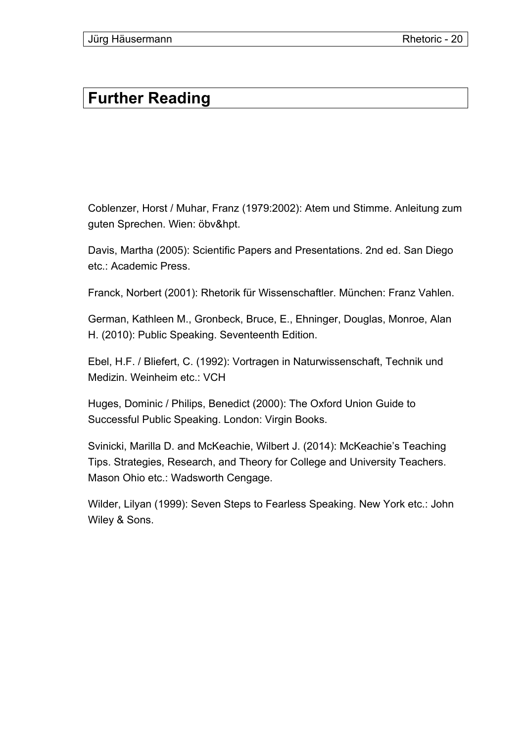# Further Reading

Coblenzer, Horst / Muhar, Franz (1979:2002): Atem und Stimme. Anleitung zum guten Sprechen. Wien: öbv&hpt.

Davis, Martha (2005): Scientific Papers and Presentations. 2nd ed. San Diego etc.: Academic Press.

Franck, Norbert (2001): Rhetorik für Wissenschaftler. München: Franz Vahlen.

German, Kathleen M., Gronbeck, Bruce, E., Ehninger, Douglas, Monroe, Alan H. (2010): Public Speaking. Seventeenth Edition.

Ebel, H.F. / Bliefert, C. (1992): Vortragen in Naturwissenschaft, Technik und Medizin. Weinheim etc.: VCH

Huges, Dominic / Philips, Benedict (2000): The Oxford Union Guide to Successful Public Speaking. London: Virgin Books.

Svinicki, Marilla D. and McKeachie, Wilbert J. (2014): McKeachie's Teaching Tips. Strategies, Research, and Theory for College and University Teachers. Mason Ohio etc.: Wadsworth Cengage.

Wilder, Lilyan (1999): Seven Steps to Fearless Speaking. New York etc.: John Wiley & Sons.